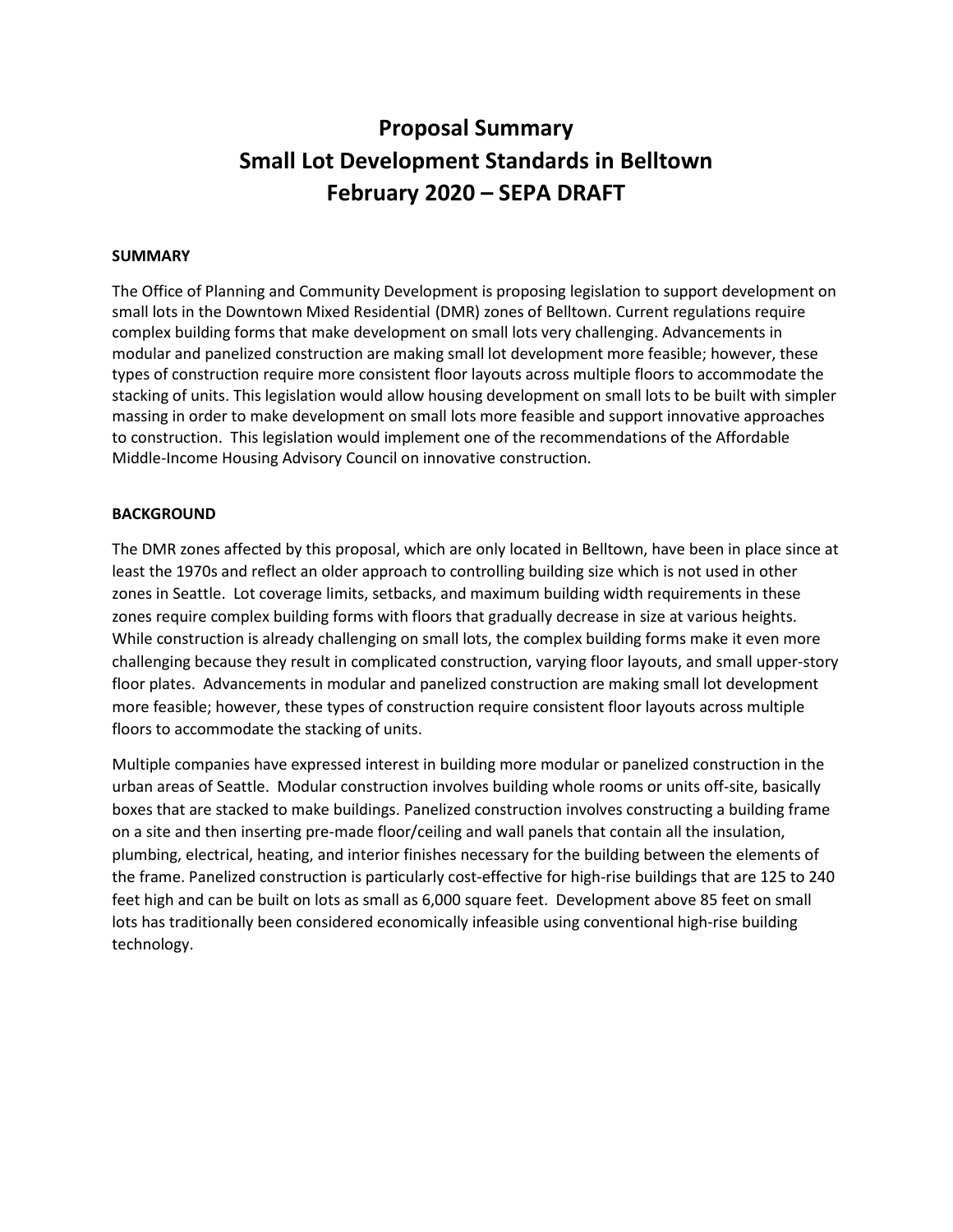# Proposal Summary
# Small Lot Development Standards in Belltown
# February 2020 – SEPA DRAFT

**SUMMARY**

The Office of Planning and Community Development is proposing legislation to support development on small lots in the Downtown Mixed Residential (DMR) zones of Belltown. Current regulations require complex building forms that make development on small lots very challenging. Advancements in modular and panelized construction are making small lot development more feasible; however, these types of construction require more consistent floor layouts across multiple floors to accommodate the stacking of units. This legislation would allow housing development on small lots to be built with simpler massing in order to make development on small lots more feasible and support innovative approaches to construction. This legislation would implement one of the recommendations of the Affordable Middle-Income Housing Advisory Council on innovative construction.

**BACKGROUND**

The DMR zones affected by this proposal, which are only located in Belltown, have been in place since at least the 1970s and reflect an older approach to controlling building size which is not used in other zones in Seattle. Lot coverage limits, setbacks, and maximum building width requirements in these zones require complex building forms with floors that gradually decrease in size at various heights. While construction is already challenging on small lots, the complex building forms make it even more challenging because they result in complicated construction, varying floor layouts, and small upper-story floor plates. Advancements in modular and panelized construction are making small lot development more feasible; however, these types of construction require consistent floor layouts across multiple floors to accommodate the stacking of units.

Multiple companies have expressed interest in building more modular or panelized construction in the urban areas of Seattle. Modular construction involves building whole rooms or units off-site, basically boxes that are stacked to make buildings. Panelized construction involves constructing a building frame on a site and then inserting pre-made floor/ceiling and wall panels that contain all the insulation, plumbing, electrical, heating, and interior finishes necessary for the building between the elements of the frame. Panelized construction is particularly cost-effective for high-rise buildings that are 125 to 240 feet high and can be built on lots as small as 6,000 square feet. Development above 85 feet on small lots has traditionally been considered economically infeasible using conventional high-rise building technology.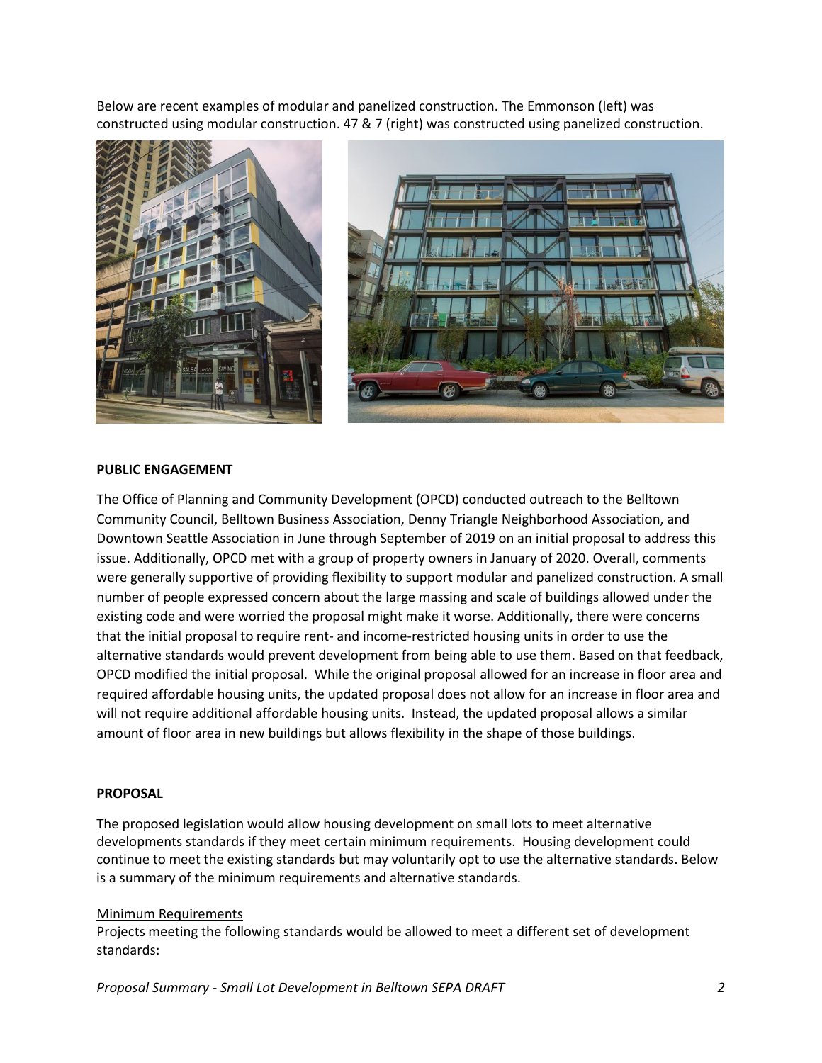Below are recent examples of modular and panelized construction. The Emmonson (left) was constructed using modular construction. 47 & 7 (right) was constructed using panelized construction.

**PUBLIC ENGAGEMENT**

The Office of Planning and Community Development (OPCD) conducted outreach to the Belltown Community Council, Belltown Business Association, Denny Triangle Neighborhood Association, and Downtown Seattle Association in June through September of 2019 on an initial proposal to address this issue. Additionally, OPCD met with a group of property owners in January of 2020. Overall, comments were generally supportive of providing flexibility to support modular and panelized construction. A small number of people expressed concern about the large massing and scale of buildings allowed under the existing code and were worried the proposal might make it worse. Additionally, there were concerns that the initial proposal to require rent- and income-restricted housing units in order to use the alternative standards would prevent development from being able to use them. Based on that feedback, OPCD modified the initial proposal. While the original proposal allowed for an increase in floor area and required affordable housing units, the updated proposal does not allow for an increase in floor area and will not require additional affordable housing units. Instead, the updated proposal allows a similar amount of floor area in new buildings but allows flexibility in the shape of those buildings.

**PROPOSAL**

The proposed legislation would allow housing development on small lots to meet alternative developments standards if they meet certain minimum requirements. Housing development could continue to meet the existing standards but may voluntarily opt to use the alternative standards. Below is a summary of the minimum requirements and alternative standards.

Minimum Requirements

Projects meeting the following standards would be allowed to meet a different set of development standards: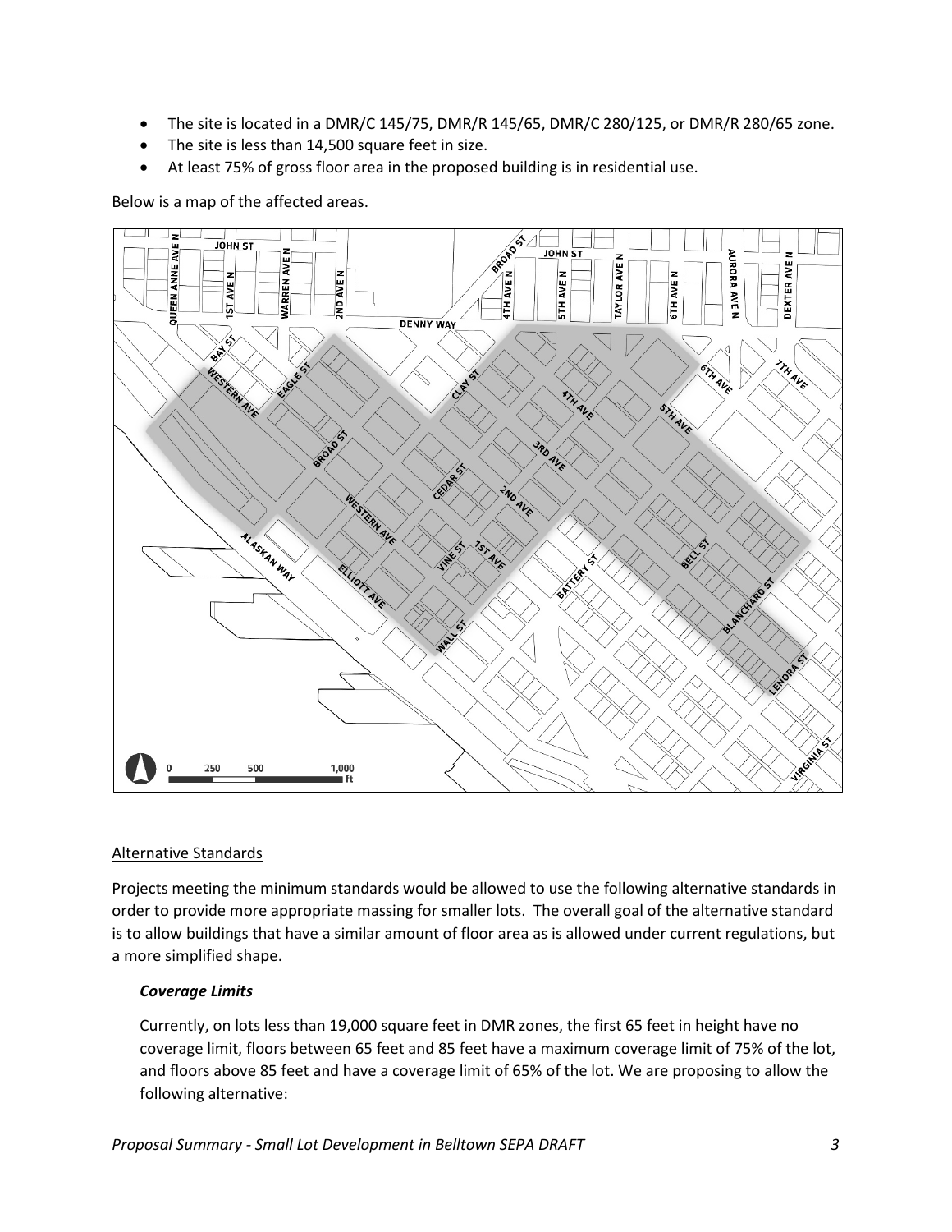- The site is located in a DMR/C 145/75, DMR/R 145/65, DMR/C 280/125, or DMR/R 280/65 zone.
- The site is less than 14,500 square feet in size.
- At least 75% of gross floor area in the proposed building is in residential use.

Below is a map of the affected areas.

## Alternative Standards

Projects meeting the minimum standards would be allowed to use the following alternative standards in order to provide more appropriate massing for smaller lots. The overall goal of the alternative standard is to allow buildings that have a similar amount of floor area as is allowed under current regulations, but a more simplified shape.

### *Coverage Limits*

Currently, on lots less than 19,000 square feet in DMR zones, the first 65 feet in height have no coverage limit, floors between 65 feet and 85 feet have a maximum coverage limit of 75% of the lot, and floors above 85 feet and have a coverage limit of 65% of the lot. We are proposing to allow the following alternative: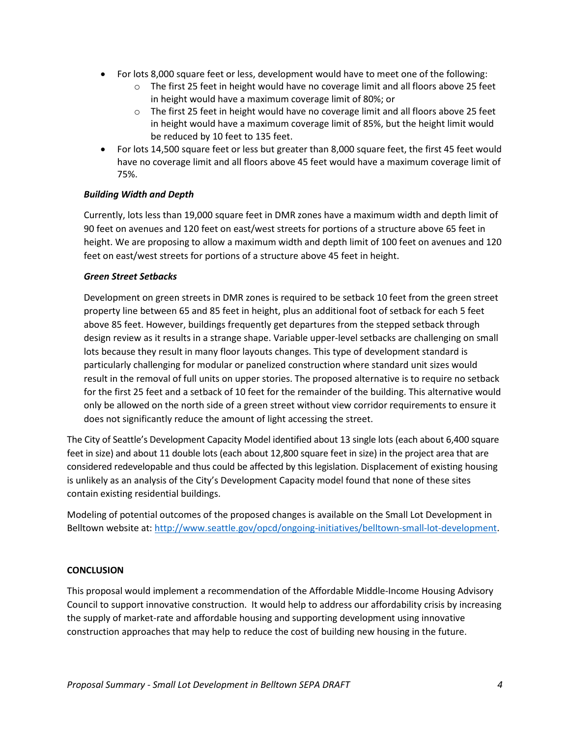- For lots 8,000 square feet or less, development would have to meet one of the following:
    - The first 25 feet in height would have no coverage limit and all floors above 25 feet in height would have a maximum coverage limit of 80%; or
    - The first 25 feet in height would have no coverage limit and all floors above 25 feet in height would have a maximum coverage limit of 85%, but the height limit would be reduced by 10 feet to 135 feet.
- For lots 14,500 square feet or less but greater than 8,000 square feet, the first 45 feet would have no coverage limit and all floors above 45 feet would have a maximum coverage limit of 75%.

***Building Width and Depth***

Currently, lots less than 19,000 square feet in DMR zones have a maximum width and depth limit of 90 feet on avenues and 120 feet on east/west streets for portions of a structure above 65 feet in height. We are proposing to allow a maximum width and depth limit of 100 feet on avenues and 120 feet on east/west streets for portions of a structure above 45 feet in height.

***Green Street Setbacks***

Development on green streets in DMR zones is required to be setback 10 feet from the green street property line between 65 and 85 feet in height, plus an additional foot of setback for each 5 feet above 85 feet. However, buildings frequently get departures from the stepped setback through design review as it results in a strange shape. Variable upper-level setbacks are challenging on small lots because they result in many floor layouts changes. This type of development standard is particularly challenging for modular or panelized construction where standard unit sizes would result in the removal of full units on upper stories. The proposed alternative is to require no setback for the first 25 feet and a setback of 10 feet for the remainder of the building. This alternative would only be allowed on the north side of a green street without view corridor requirements to ensure it does not significantly reduce the amount of light accessing the street.

The City of Seattle's Development Capacity Model identified about 13 single lots (each about 6,400 square feet in size) and about 11 double lots (each about 12,800 square feet in size) in the project area that are considered redevelopable and thus could be affected by this legislation. Displacement of existing housing is unlikely as an analysis of the City's Development Capacity model found that none of these sites contain existing residential buildings.

Modeling of potential outcomes of the proposed changes is available on the Small Lot Development in Belltown website at: http://www.seattle.gov/opcd/ongoing-initiatives/belltown-small-lot-development.

**CONCLUSION**

This proposal would implement a recommendation of the Affordable Middle-Income Housing Advisory Council to support innovative construction. It would help to address our affordability crisis by increasing the supply of market-rate and affordable housing and supporting development using innovative construction approaches that may help to reduce the cost of building new housing in the future.